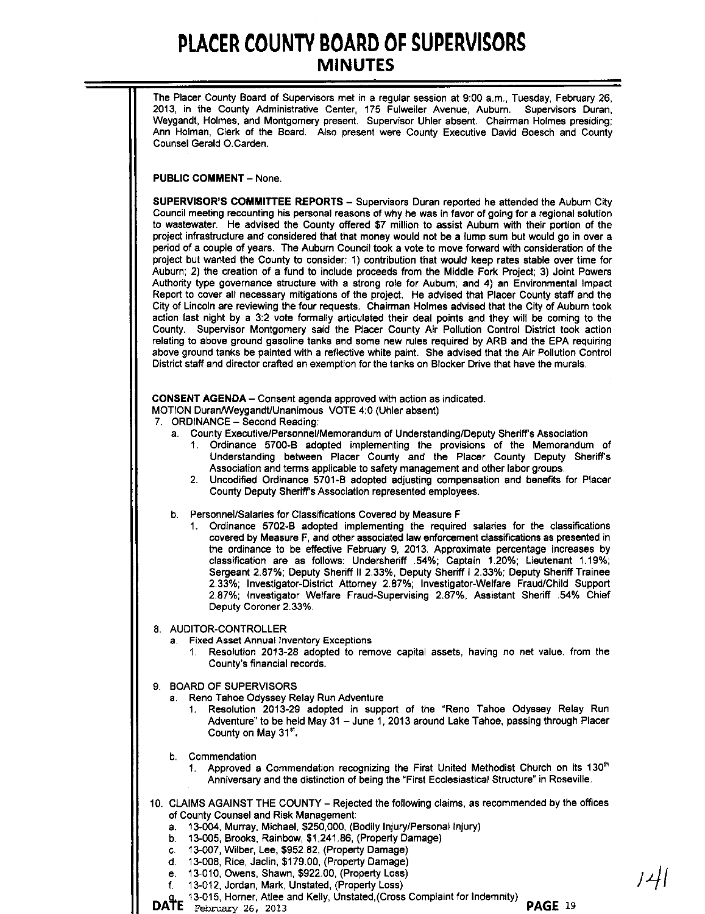# PLACER COUNTY BOARD OF SUPERVISORS
## MINUTES

The Placer County Board of Supervisors met in a regular session at 9:00 a.m., Tuesday, February 26, 2013, in the County Administrative Center, 175 Fulweiler Avenue, Auburn. Supervisors Duran, Weygandt, Holmes, and Montgomery present. Supervisor Uhler absent. Chairman Holmes presiding; Ann Holman, Clerk of the Board. Also present were County Executive David Boesch and County Counsel Gerald O.Carden.

**PUBLIC COMMENT** – None.

**SUPERVISOR'S COMMITTEE REPORTS** – Supervisors Duran reported he attended the Auburn City Council meeting recounting his personal reasons of why he was in favor of going for a regional solution to wastewater. He advised the County offered $7 million to assist Auburn with their portion of the project infrastructure and considered that that money would not be a lump sum but would go in over a period of a couple of years. The Auburn Council took a vote to move forward with consideration of the project but wanted the County to consider: 1) contribution that would keep rates stable over time for Auburn; 2) the creation of a fund to include proceeds from the Middle Fork Project; 3) Joint Powers Authority type governance structure with a strong role for Auburn; and 4) an Environmental Impact Report to cover all necessary mitigations of the project. He advised that Placer County staff and the City of Lincoln are reviewing the four requests. Chairman Holmes advised that the City of Auburn took action last night by a 3:2 vote formally articulated their deal points and they will be coming to the County. Supervisor Montgomery said the Placer County Air Pollution Control District took action relating to above ground gasoline tanks and some new rules required by ARB and the EPA requiring above ground tanks be painted with a reflective white paint. She advised that the Air Pollution Control District staff and director crafted an exemption for the tanks on Blocker Drive that have the murals.

**CONSENT AGENDA** – Consent agenda approved with action as indicated.
MOTION Duran/Weygandt/Unanimous VOTE 4:0 (Uhler absent)

7. ORDINANCE – Second Reading:
   a. County Executive/Personnel/Memorandum of Understanding/Deputy Sheriff's Association
      1. Ordinance 5700-B adopted implementing the provisions of the Memorandum of Understanding between Placer County and the Placer County Deputy Sheriff's Association and terms applicable to safety management and other labor groups.
      2. Uncodified Ordinance 5701-B adopted adjusting compensation and benefits for Placer County Deputy Sheriff's Association represented employees.

   b. Personnel/Salaries for Classifications Covered by Measure F
      1. Ordinance 5702-B adopted implementing the required salaries for the classifications covered by Measure F, and other associated law enforcement classifications as presented in the ordinance to be effective February 9, 2013. Approximate percentage increases by classification are as follows: Undersheriff .54%; Captain 1.20%; Lieutenant 1.19%; Sergeant 2.87%; Deputy Sheriff II 2.33%, Deputy Sheriff I 2.33%; Deputy Sheriff Trainee 2.33%; Investigator-District Attorney 2.87%; Investigator-Welfare Fraud/Child Support 2.87%; Investigator Welfare Fraud-Supervising 2.87%, Assistant Sheriff .54% Chief Deputy Coroner 2.33%.

8. AUDITOR-CONTROLLER
   a. Fixed Asset Annual Inventory Exceptions
      1. Resolution 2013-28 adopted to remove capital assets, having no net value, from the County's financial records.

9. BOARD OF SUPERVISORS
   a. Reno Tahoe Odyssey Relay Run Adventure
      1. Resolution 2013-29 adopted in support of the "Reno Tahoe Odyssey Relay Run Adventure" to be held May 31 – June 1, 2013 around Lake Tahoe, passing through Placer County on May 31st.

   b. Commendation
      1. Approved a Commendation recognizing the First United Methodist Church on its 130th Anniversary and the distinction of being the "First Ecclesiastical Structure" in Roseville.

10. CLAIMS AGAINST THE COUNTY – Rejected the following claims, as recommended by the offices of County Counsel and Risk Management:
    a. 13-004, Murray, Michael, $250,000, (Bodily Injury/Personal Injury)
    b. 13-005, Brooks, Rainbow, $1,241.86, (Property Damage)
    c. 13-007, Wilber, Lee, $952.82, (Property Damage)
    d. 13-008, Rice, Jaclin, $179.00, (Property Damage)
    e. 13-010, Owens, Shawn, $922.00, (Property Loss)
    f. 13-012, Jordan, Mark, Unstated, (Property Loss)
    g. 13-015, Horner, Atlee and Kelly, Unstated,(Cross Complaint for Indemnity)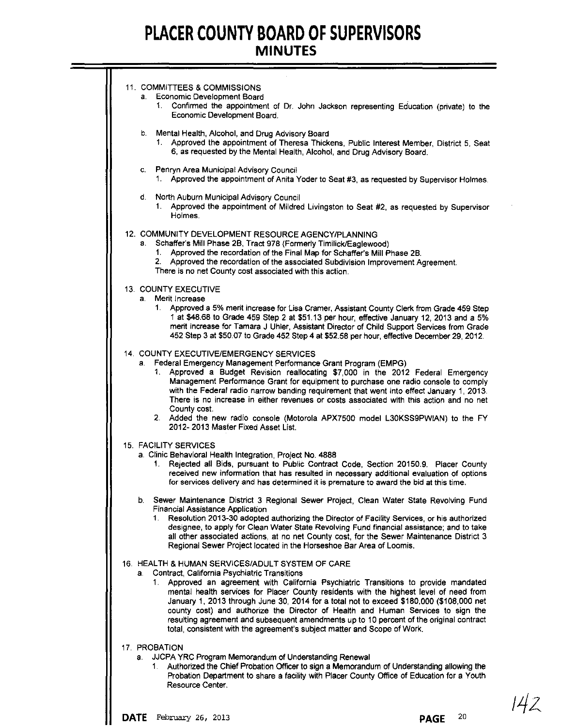11. COMMITTEES & COMMISSIONS
    a. Economic Development Board
        1. Confirmed the appointment of Dr. John Jackson representing Education (private) to the Economic Development Board.

    b. Mental Health, Alcohol, and Drug Advisory Board
        1. Approved the appointment of Theresa Thickens, Public Interest Member, District 5, Seat 6, as requested by the Mental Health, Alcohol, and Drug Advisory Board.

    c. Penryn Area Municipal Advisory Council
        1. Approved the appointment of Anita Yoder to Seat #3, as requested by Supervisor Holmes.

    d. North Auburn Municipal Advisory Council
        1. Approved the appointment of Mildred Livingston to Seat #2, as requested by Supervisor Holmes.

12. COMMUNITY DEVELOPMENT RESOURCE AGENCY/PLANNING
    a. Schaffer's Mill Phase 2B, Tract 978 (Formerly Timilick/Eaglewood)
        1. Approved the recordation of the Final Map for Schaffer's Mill Phase 2B.
        2. Approved the recordation of the associated Subdivision Improvement Agreement.

        There is no net County cost associated with this action.

13. COUNTY EXECUTIVE
    a. Merit Increase
        1. Approved a 5% merit increase for Lisa Cramer, Assistant County Clerk from Grade 459 Step 1 at $48.68 to Grade 459 Step 2 at $51.13 per hour, effective January 12, 2013 and a 5% merit increase for Tamara J Uhler, Assistant Director of Child Support Services from Grade 452 Step 3 at $50.07 to Grade 452 Step 4 at $52.58 per hour, effective December 29, 2012.

14. COUNTY EXECUTIVE/EMERGENCY SERVICES
    a. Federal Emergency Management Performance Grant Program (EMPG)
        1. Approved a Budget Revision reallocating $7,000 in the 2012 Federal Emergency Management Performance Grant for equipment to purchase one radio console to comply with the Federal radio narrow banding requirement that went into effect January 1, 2013. There is no increase in either revenues or costs associated with this action and no net County cost.
        2. Added the new radio console (Motorola APX7500 model L30KSS9PWIAN) to the FY 2012- 2013 Master Fixed Asset List.

15. FACILITY SERVICES
    a. Clinic Behavioral Health Integration, Project No. 4888
        1. Rejected all Bids, pursuant to Public Contract Code, Section 20150.9. Placer County received new information that has resulted in necessary additional evaluation of options for services delivery and has determined it is premature to award the bid at this time.

    b. Sewer Maintenance District 3 Regional Sewer Project, Clean Water State Revolving Fund Financial Assistance Application
        1. Resolution 2013-30 adopted authorizing the Director of Facility Services, or his authorized designee, to apply for Clean Water State Revolving Fund financial assistance; and to take all other associated actions, at no net County cost, for the Sewer Maintenance District 3 Regional Sewer Project located in the Horseshoe Bar Area of Loomis.

16. HEALTH & HUMAN SERVICES/ADULT SYSTEM OF CARE
    a. Contract, California Psychiatric Transitions
        1. Approved an agreement with California Psychiatric Transitions to provide mandated mental health services for Placer County residents with the highest level of need from January 1, 2013 through June 30, 2014 for a total not to exceed $180,000 ($108,000 net county cost) and authorize the Director of Health and Human Services to sign the resulting agreement and subsequent amendments up to 10 percent of the original contract total, consistent with the agreement's subject matter and Scope of Work.

17. PROBATION
    a. JJCPA YRC Program Memorandum of Understanding Renewal
        1. Authorized the Chief Probation Officer to sign a Memorandum of Understanding allowing the Probation Department to share a facility with Placer County Office of Education for a Youth Resource Center.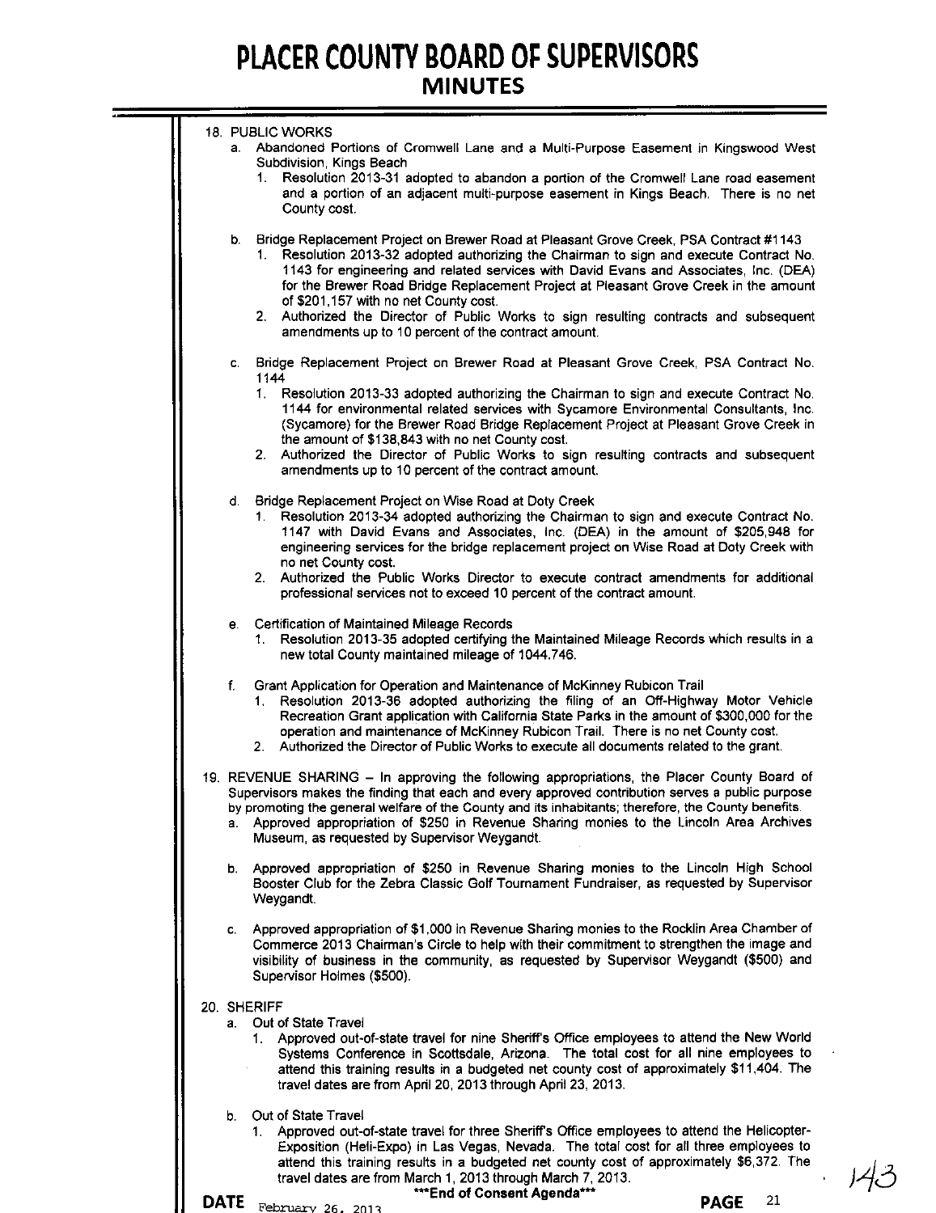18. PUBLIC WORKS
   a. Abandoned Portions of Cromwell Lane and a Multi-Purpose Easement in Kingswood West Subdivision, Kings Beach
      1. Resolution 2013-31 adopted to abandon a portion of the Cromwell Lane road easement and a portion of an adjacent multi-purpose easement in Kings Beach. There is no net County cost.

   b. Bridge Replacement Project on Brewer Road at Pleasant Grove Creek, PSA Contract #1143
      1. Resolution 2013-32 adopted authorizing the Chairman to sign and execute Contract No. 1143 for engineering and related services with David Evans and Associates, Inc. (DEA) for the Brewer Road Bridge Replacement Project at Pleasant Grove Creek in the amount of $201,157 with no net County cost.
      2. Authorized the Director of Public Works to sign resulting contracts and subsequent amendments up to 10 percent of the contract amount.

   c. Bridge Replacement Project on Brewer Road at Pleasant Grove Creek, PSA Contract No. 1144
      1. Resolution 2013-33 adopted authorizing the Chairman to sign and execute Contract No. 1144 for environmental related services with Sycamore Environmental Consultants, Inc. (Sycamore) for the Brewer Road Bridge Replacement Project at Pleasant Grove Creek in the amount of $138,843 with no net County cost.
      2. Authorized the Director of Public Works to sign resulting contracts and subsequent amendments up to 10 percent of the contract amount.

   d. Bridge Replacement Project on Wise Road at Doty Creek
      1. Resolution 2013-34 adopted authorizing the Chairman to sign and execute Contract No. 1147 with David Evans and Associates, Inc. (DEA) in the amount of $205,948 for engineering services for the bridge replacement project on Wise Road at Doty Creek with no net County cost.
      2. Authorized the Public Works Director to execute contract amendments for additional professional services not to exceed 10 percent of the contract amount.

   e. Certification of Maintained Mileage Records
      1. Resolution 2013-35 adopted certifying the Maintained Mileage Records which results in a new total County maintained mileage of 1044.746.

   f. Grant Application for Operation and Maintenance of McKinney Rubicon Trail
      1. Resolution 2013-36 adopted authorizing the filing of an Off-Highway Motor Vehicle Recreation Grant application with California State Parks in the amount of $300,000 for the operation and maintenance of McKinney Rubicon Trail. There is no net County cost.
      2. Authorized the Director of Public Works to execute all documents related to the grant.

19. REVENUE SHARING – In approving the following appropriations, the Placer County Board of Supervisors makes the finding that each and every approved contribution serves a public purpose by promoting the general welfare of the County and its inhabitants; therefore, the County benefits.
   a. Approved appropriation of $250 in Revenue Sharing monies to the Lincoln Area Archives Museum, as requested by Supervisor Weygandt.

   b. Approved appropriation of $250 in Revenue Sharing monies to the Lincoln High School Booster Club for the Zebra Classic Golf Tournament Fundraiser, as requested by Supervisor Weygandt.

   c. Approved appropriation of $1,000 in Revenue Sharing monies to the Rocklin Area Chamber of Commerce 2013 Chairman's Circle to help with their commitment to strengthen the image and visibility of business in the community, as requested by Supervisor Weygandt ($500) and Supervisor Holmes ($500).

20. SHERIFF
   a. Out of State Travel
      1. Approved out-of-state travel for nine Sheriff's Office employees to attend the New World Systems Conference in Scottsdale, Arizona. The total cost for all nine employees to attend this training results in a budgeted net county cost of approximately $11,404. The travel dates are from April 20, 2013 through April 23, 2013.

   b. Out of State Travel
      1. Approved out-of-state travel for three Sheriff's Office employees to attend the Helicopter-Exposition (Heli-Expo) in Las Vegas, Nevada. The total cost for all three employees to attend this training results in a budgeted net county cost of approximately $6,372. The travel dates are from March 1, 2013 through March 7, 2013.

***End of Consent Agenda***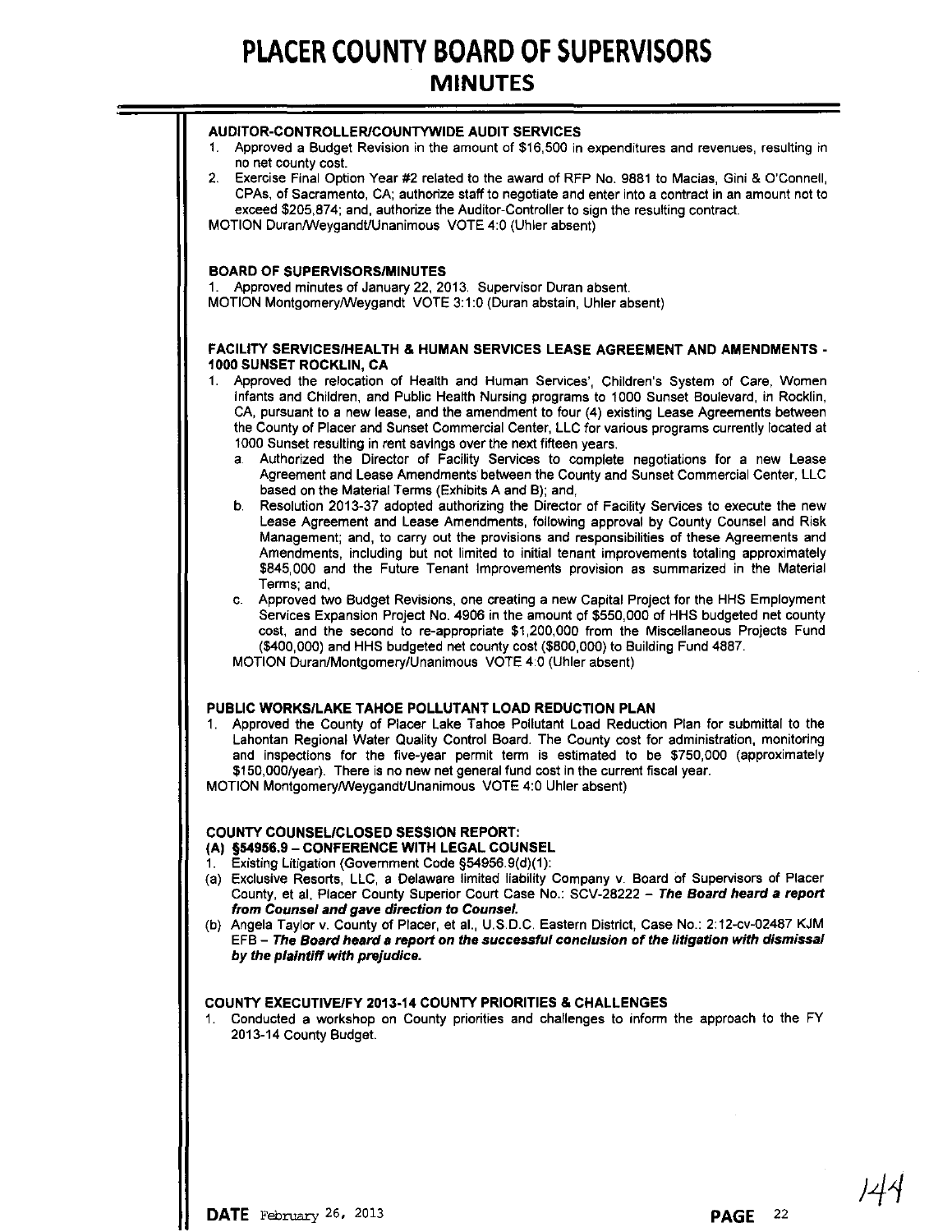**AUDITOR-CONTROLLER/COUNTYWIDE AUDIT SERVICES**

1. Approved a Budget Revision in the amount of $16,500 in expenditures and revenues, resulting in no net county cost.
2. Exercise Final Option Year #2 related to the award of RFP No. 9881 to Macias, Gini & O'Connell, CPAs, of Sacramento, CA; authorize staff to negotiate and enter into a contract in an amount not to exceed $205,874; and, authorize the Auditor-Controller to sign the resulting contract.

MOTION Duran/Weygandt/Unanimous VOTE 4:0 (Uhler absent)

**BOARD OF SUPERVISORS/MINUTES**

1. Approved minutes of January 22, 2013. Supervisor Duran absent.

MOTION Montgomery/Weygandt VOTE 3:1:0 (Duran abstain, Uhler absent)

**FACILITY SERVICES/HEALTH & HUMAN SERVICES LEASE AGREEMENT AND AMENDMENTS - 1000 SUNSET ROCKLIN, CA**

1. Approved the relocation of Health and Human Services', Children's System of Care, Women Infants and Children, and Public Health Nursing programs to 1000 Sunset Boulevard, in Rocklin, CA, pursuant to a new lease, and the amendment to four (4) existing Lease Agreements between the County of Placer and Sunset Commercial Center, LLC for various programs currently located at 1000 Sunset resulting in rent savings over the next fifteen years.
   a. Authorized the Director of Facility Services to complete negotiations for a new Lease Agreement and Lease Amendments between the County and Sunset Commercial Center, LLC based on the Material Terms (Exhibits A and B); and,
   b. Resolution 2013-37 adopted authorizing the Director of Facility Services to execute the new Lease Agreement and Lease Amendments, following approval by County Counsel and Risk Management; and, to carry out the provisions and responsibilities of these Agreements and Amendments, including but not limited to initial tenant improvements totaling approximately $845,000 and the Future Tenant Improvements provision as summarized in the Material Terms; and,
   c. Approved two Budget Revisions, one creating a new Capital Project for the HHS Employment Services Expansion Project No. 4906 in the amount of $550,000 of HHS budgeted net county cost, and the second to re-appropriate $1,200,000 from the Miscellaneous Projects Fund ($400,000) and HHS budgeted net county cost ($800,000) to Building Fund 4887.

   MOTION Duran/Montgomery/Unanimous VOTE 4:0 (Uhler absent)

**PUBLIC WORKS/LAKE TAHOE POLLUTANT LOAD REDUCTION PLAN**

1. Approved the County of Placer Lake Tahoe Pollutant Load Reduction Plan for submittal to the Lahontan Regional Water Quality Control Board. The County cost for administration, monitoring and inspections for the five-year permit term is estimated to be $750,000 (approximately $150,000/year). There is no new net general fund cost in the current fiscal year.

MOTION Montgomery/Weygandt/Unanimous VOTE 4:0 Uhler absent)

**COUNTY COUNSEL/CLOSED SESSION REPORT:**

**(A) §54956.9 – CONFERENCE WITH LEGAL COUNSEL**

1. Existing Litigation (Government Code §54956.9(d)(1):

(a) Exclusive Resorts, LLC, a Delaware limited liability Company v. Board of Supervisors of Placer County, et al, Placer County Superior Court Case No.: SCV-28222 – ***The Board heard a report from Counsel and gave direction to Counsel.***

(b) Angela Taylor v. County of Placer, et al., U.S.D.C. Eastern District, Case No.: 2:12-cv-02487 KJM EFB – ***The Board heard a report on the successful conclusion of the litigation with dismissal by the plaintiff with prejudice.***

**COUNTY EXECUTIVE/FY 2013-14 COUNTY PRIORITIES & CHALLENGES**

1. Conducted a workshop on County priorities and challenges to inform the approach to the FY 2013-14 County Budget.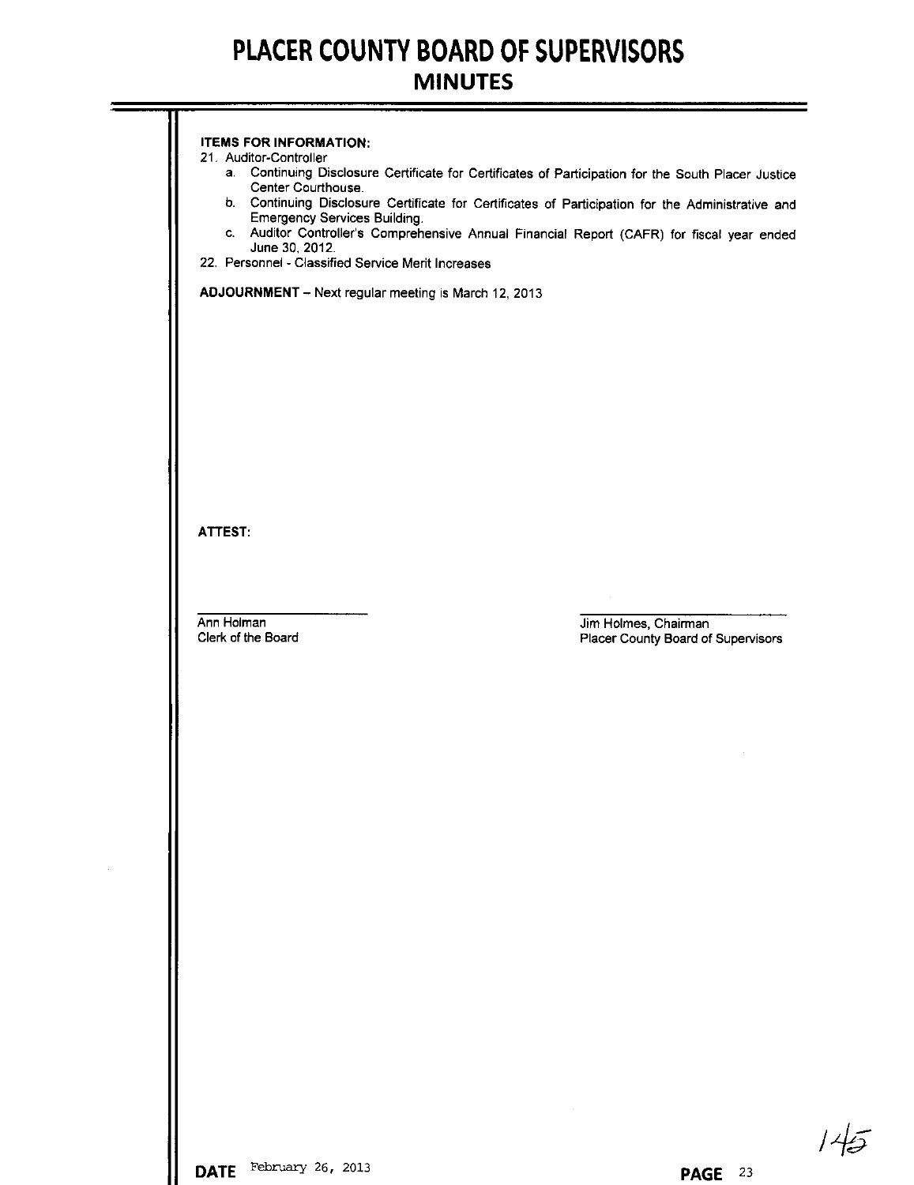**ITEMS FOR INFORMATION:**

21. Auditor-Controller
    a. Continuing Disclosure Certificate for Certificates of Participation for the South Placer Justice Center Courthouse.
    b. Continuing Disclosure Certificate for Certificates of Participation for the Administrative and Emergency Services Building.
    c. Auditor Controller's Comprehensive Annual Financial Report (CAFR) for fiscal year ended June 30, 2012.
22. Personnel - Classified Service Merit Increases

**ADJOURNMENT** – Next regular meeting is March 12, 2013

**ATTEST:**

Ann Holman
Clerk of the Board

Jim Holmes, Chairman
Placer County Board of Supervisors

**DATE** February 26, 2013